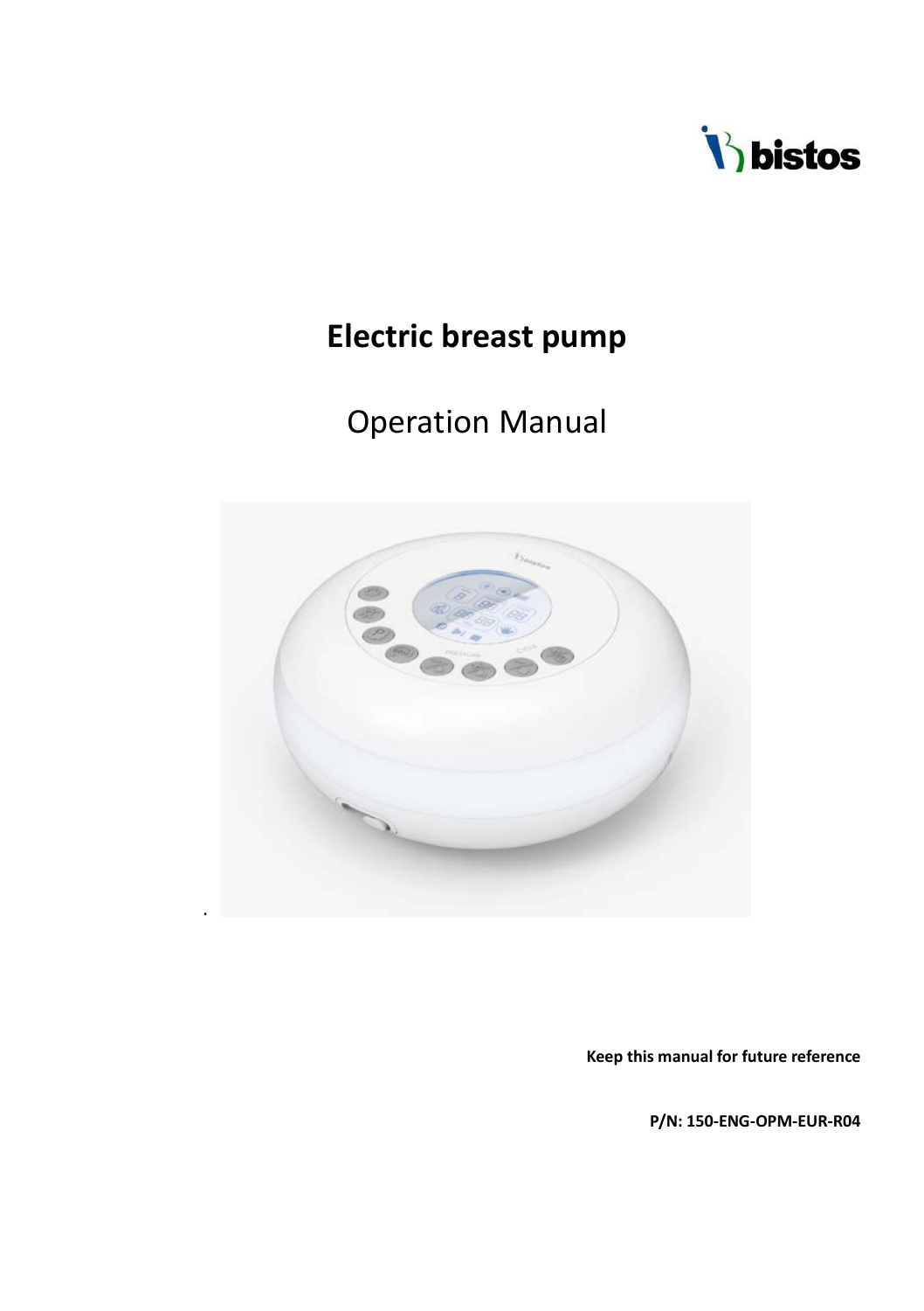bistos

# Electric breast pump

## Operation Manual

**Keep this manual for future reference**

**P/N: 150-ENG-OPM-EUR-R04**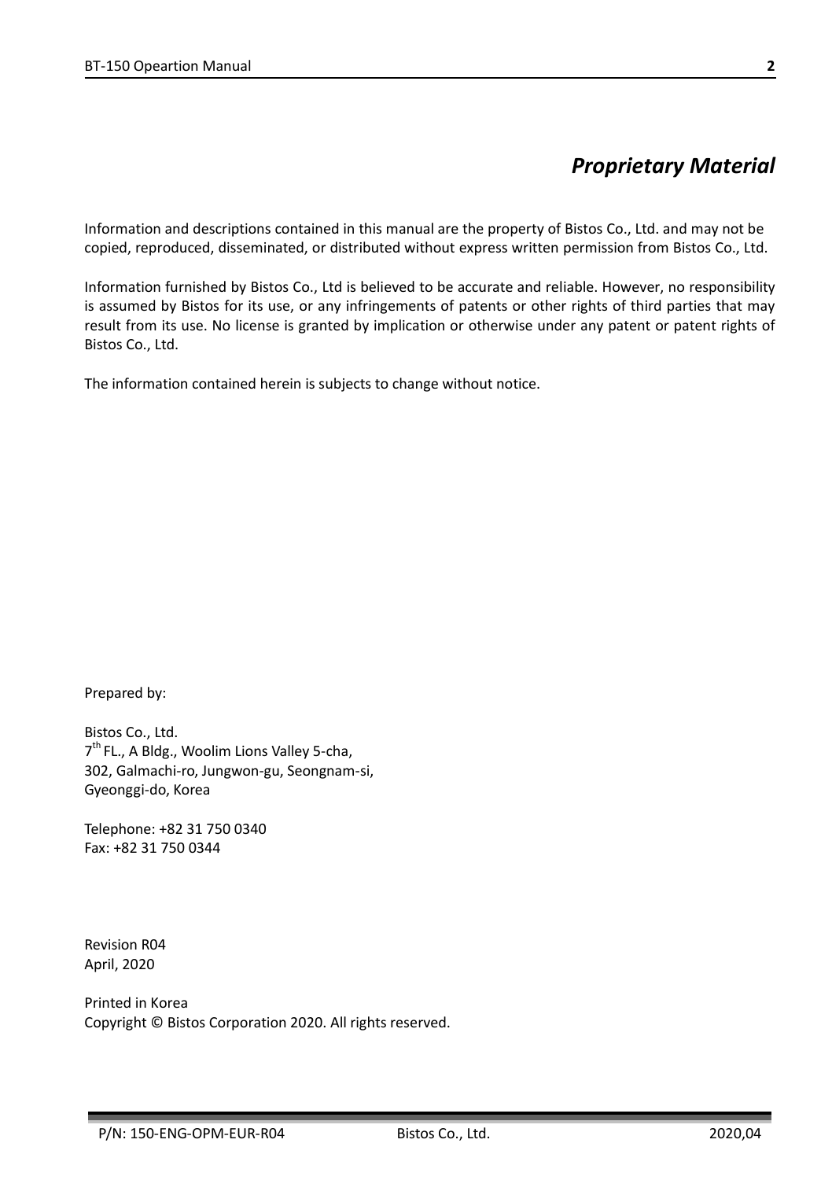# *Proprietary Material*

Information and descriptions contained in this manual are the property of Bistos Co., Ltd. and may not be copied, reproduced, disseminated, or distributed without express written permission from Bistos Co., Ltd.

Information furnished by Bistos Co., Ltd is believed to be accurate and reliable. However, no responsibility is assumed by Bistos for its use, or any infringements of patents or other rights of third parties that may result from its use. No license is granted by implication or otherwise under any patent or patent rights of Bistos Co., Ltd.

The information contained herein is subjects to change without notice.

Prepared by:

Bistos Co., Ltd.
7th FL., A Bldg., Woolim Lions Valley 5-cha,
302, Galmachi-ro, Jungwon-gu, Seongnam-si,
Gyeonggi-do, Korea

Telephone: +82 31 750 0340
Fax: +82 31 750 0344

Revision R04
April, 2020

Printed in Korea
Copyright © Bistos Corporation 2020. All rights reserved.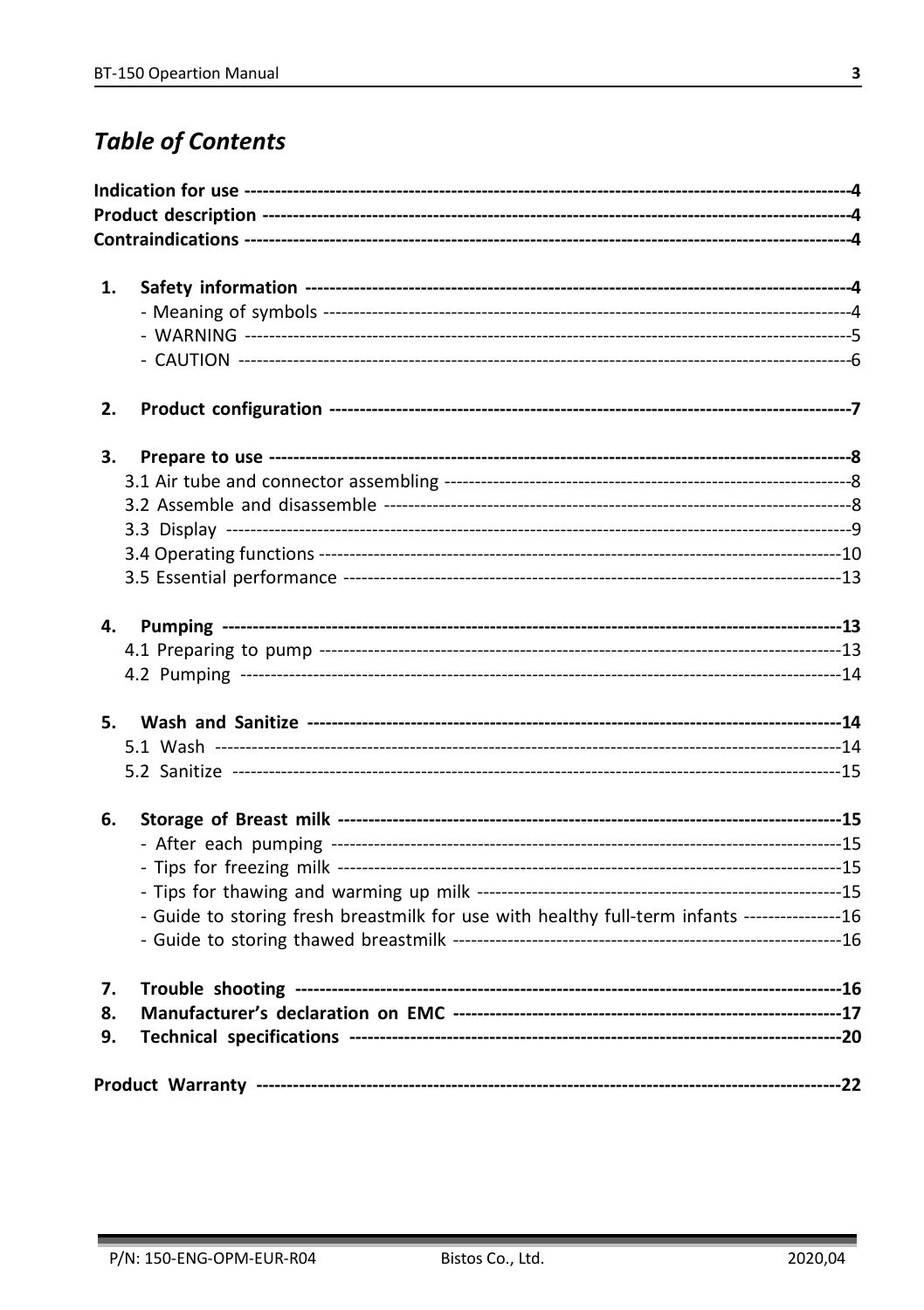# *Table of Contents*

**Indication for use** ---------------------------------------------------------------------------------------------4
**Product description** ----------------------------------------------------------------------------------------4
**Contraindications** ------------------------------------------------------------------------------------------4

**1. Safety information** ---------------------------------------------------------------------------------4
- Meaning of symbols ------------------------------------------------------------------------------------4
- WARNING ---------------------------------------------------------------------------------------------5
- CAUTION ----------------------------------------------------------------------------------------------6

**2. Product configuration** -------------------------------------------------------------------------------7

**3. Prepare to use** -------------------------------------------------------------------------------------8
3.1 Air tube and connector assembling ---------------------------------------------------------------8
3.2 Assemble and disassemble ------------------------------------------------------------------------8
3.3 Display ------------------------------------------------------------------------------------------------9
3.4 Operating functions --------------------------------------------------------------------------------10
3.5 Essential performance -----------------------------------------------------------------------------13

**4. Pumping** --------------------------------------------------------------------------------------------13
4.1 Preparing to pump ---------------------------------------------------------------------------------13
4.2 Pumping ----------------------------------------------------------------------------------------------14

**5. Wash and Sanitize** -------------------------------------------------------------------------------14
5.1 Wash --------------------------------------------------------------------------------------------------14
5.2 Sanitize -----------------------------------------------------------------------------------------------15

**6. Storage of Breast milk** ---------------------------------------------------------------------------15
- After each pumping -----------------------------------------------------------------------------------15
- Tips for freezing milk ---------------------------------------------------------------------------------15
- Tips for thawing and warming up milk -------------------------------------------------------------15
- Guide to storing fresh breastmilk for use with healthy full-term infants ----------------16
- Guide to storing thawed breastmilk ----------------------------------------------------------------16

**7. Trouble shooting** ---------------------------------------------------------------------------------16
**8. Manufacturer's declaration on EMC** -------------------------------------------------------------17
**9. Technical specifications** -------------------------------------------------------------------------20

**Product Warranty** -----------------------------------------------------------------------------------------22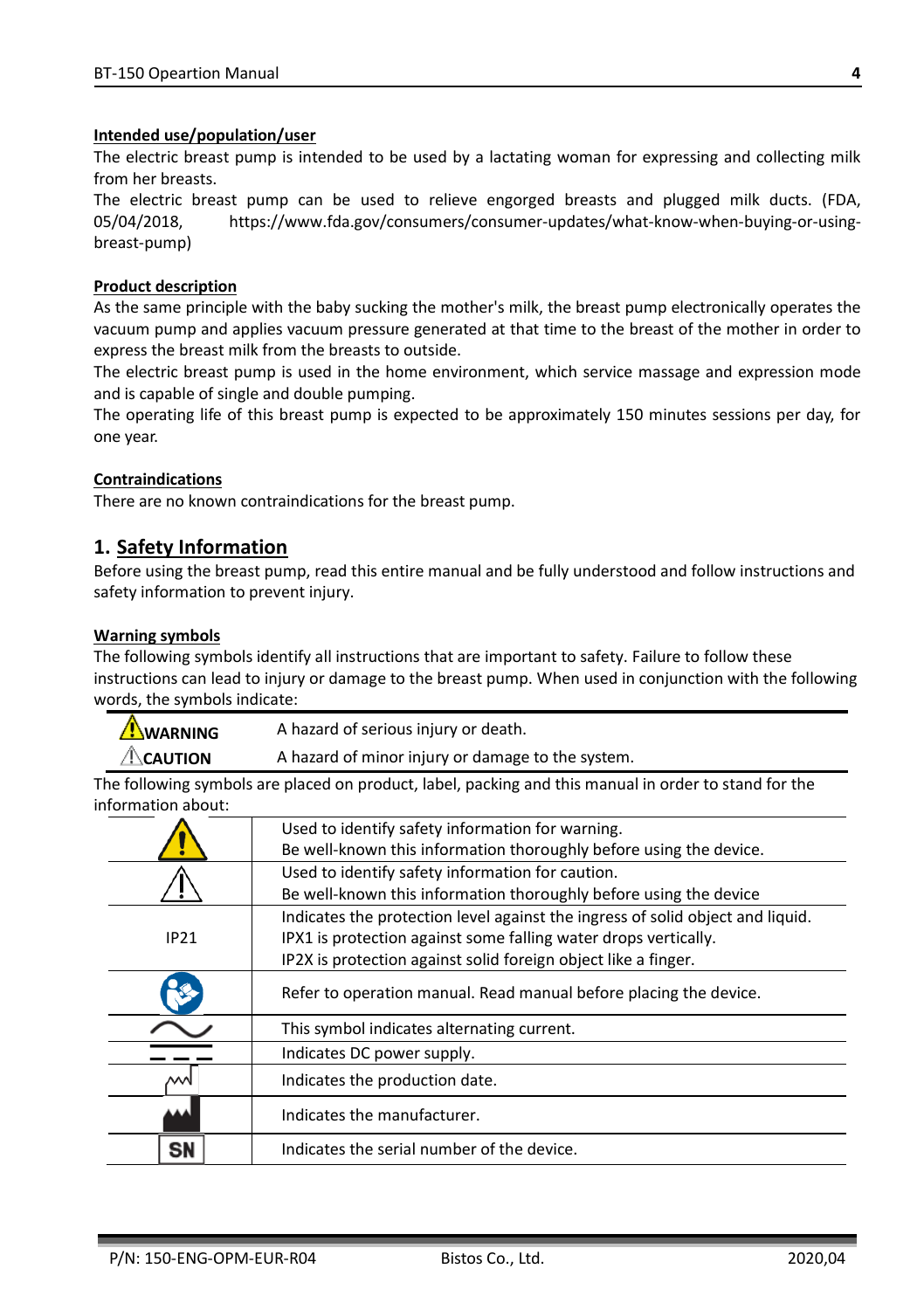**Intended use/population/user**

The electric breast pump is intended to be used by a lactating woman for expressing and collecting milk from her breasts.

The electric breast pump can be used to relieve engorged breasts and plugged milk ducts. (FDA, 05/04/2018, https://www.fda.gov/consumers/consumer-updates/what-know-when-buying-or-using-breast-pump)

**Product description**

As the same principle with the baby sucking the mother's milk, the breast pump electronically operates the vacuum pump and applies vacuum pressure generated at that time to the breast of the mother in order to express the breast milk from the breasts to outside.

The electric breast pump is used in the home environment, which service massage and expression mode and is capable of single and double pumping.

The operating life of this breast pump is expected to be approximately 150 minutes sessions per day, for one year.

**Contraindications**

There are no known contraindications for the breast pump.

## 1. Safety Information

Before using the breast pump, read this entire manual and be fully understood and follow instructions and safety information to prevent injury.

**Warning symbols**

The following symbols identify all instructions that are important to safety. Failure to follow these instructions can lead to injury or damage to the breast pump. When used in conjunction with the following words, the symbols indicate:

| | |
|---|---|
| ⚠ **WARNING** | A hazard of serious injury or death. |
| ⚠ **CAUTION** | A hazard of minor injury or damage to the system. |

The following symbols are placed on product, label, packing and this manual in order to stand for the information about:

| Symbol | Description |
|---|---|
| ⚠ (warning) | Used to identify safety information for warning.<br>Be well-known this information thoroughly before using the device. |
| ⚠ (caution) | Used to identify safety information for caution.<br>Be well-known this information thoroughly before using the device |
| IP21 | Indicates the protection level against the ingress of solid object and liquid.<br>IPX1 is protection against some falling water drops vertically.<br>IP2X is protection against solid foreign object like a finger. |
| (operation manual symbol) | Refer to operation manual. Read manual before placing the device. |
| ∼ | This symbol indicates alternating current. |
| ⎓ | Indicates DC power supply. |
| (production date symbol) | Indicates the production date. |
| (manufacturer symbol) | Indicates the manufacturer. |
| SN | Indicates the serial number of the device. |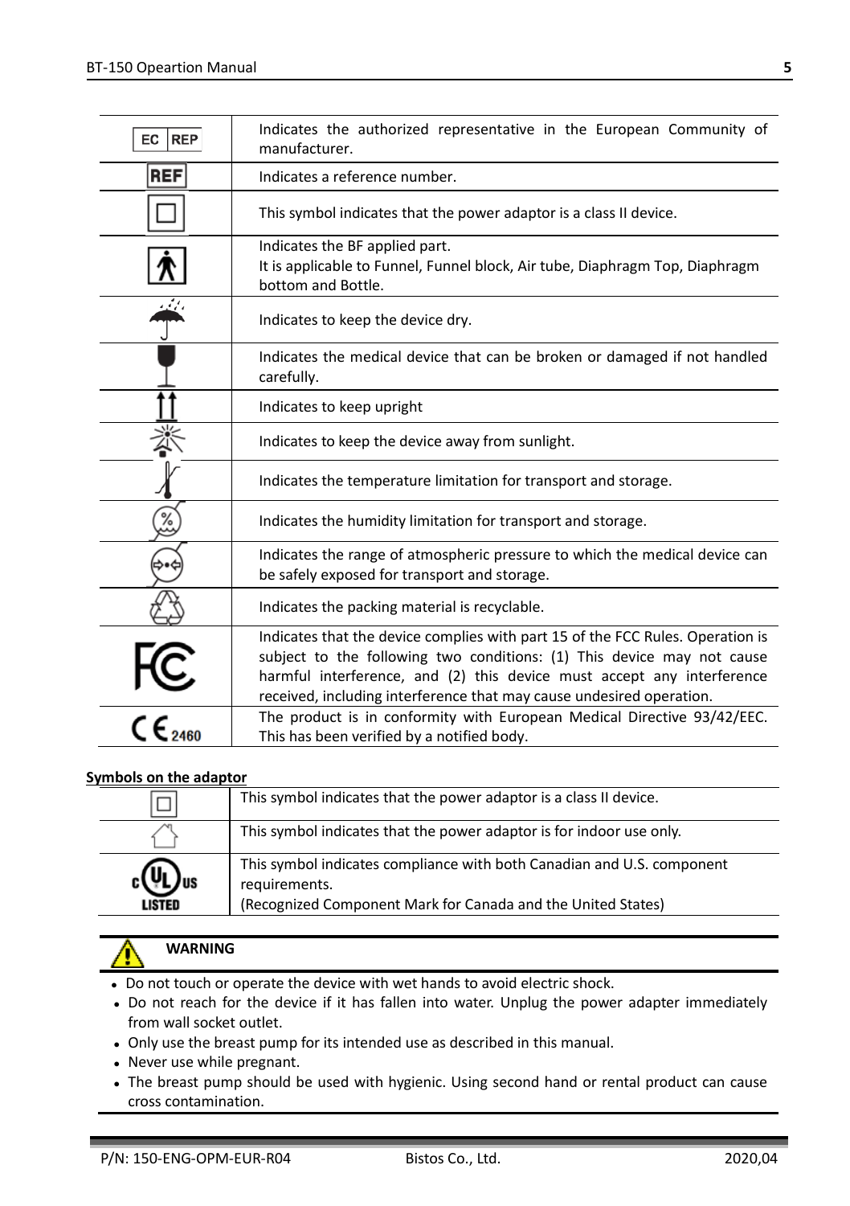| Symbol | Description |
|---|---|
| EC REP | Indicates the authorized representative in the European Community of manufacturer. |
| REF | Indicates a reference number. |
| | This symbol indicates that the power adaptor is a class II device. |
| | Indicates the BF applied part.<br>It is applicable to Funnel, Funnel block, Air tube, Diaphragm Top, Diaphragm bottom and Bottle. |
| | Indicates to keep the device dry. |
| | Indicates the medical device that can be broken or damaged if not handled carefully. |
| | Indicates to keep upright |
| | Indicates to keep the device away from sunlight. |
| | Indicates the temperature limitation for transport and storage. |
| | Indicates the humidity limitation for transport and storage. |
| | Indicates the range of atmospheric pressure to which the medical device can be safely exposed for transport and storage. |
| | Indicates the packing material is recyclable. |
| FC | Indicates that the device complies with part 15 of the FCC Rules. Operation is subject to the following two conditions: (1) This device may not cause harmful interference, and (2) this device must accept any interference received, including interference that may cause undesired operation. |
| CE 2460 | The product is in conformity with European Medical Directive 93/42/EEC. This has been verified by a notified body. |

**Symbols on the adaptor**

| Symbol | Description |
|---|---|
| | This symbol indicates that the power adaptor is a class II device. |
| | This symbol indicates that the power adaptor is for indoor use only. |
| c UL us LISTED | This symbol indicates compliance with both Canadian and U.S. component requirements.<br>(Recognized Component Mark for Canada and the United States) |

**WARNING**

- Do not touch or operate the device with wet hands to avoid electric shock.
- Do not reach for the device if it has fallen into water. Unplug the power adapter immediately from wall socket outlet.
- Only use the breast pump for its intended use as described in this manual.
- Never use while pregnant.
- The breast pump should be used with hygienic. Using second hand or rental product can cause cross contamination.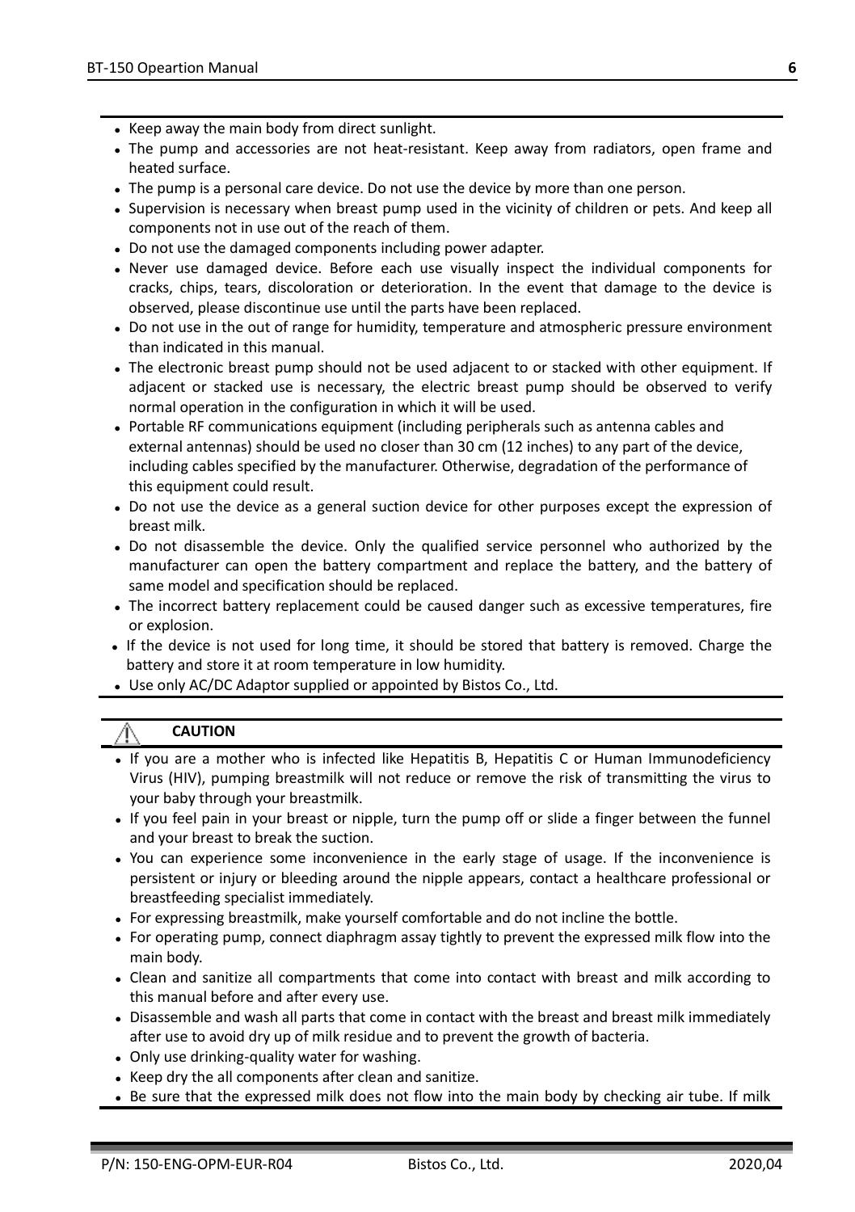- Keep away the main body from direct sunlight.
- The pump and accessories are not heat-resistant. Keep away from radiators, open frame and heated surface.
- The pump is a personal care device. Do not use the device by more than one person.
- Supervision is necessary when breast pump used in the vicinity of children or pets. And keep all components not in use out of the reach of them.
- Do not use the damaged components including power adapter.
- Never use damaged device. Before each use visually inspect the individual components for cracks, chips, tears, discoloration or deterioration. In the event that damage to the device is observed, please discontinue use until the parts have been replaced.
- Do not use in the out of range for humidity, temperature and atmospheric pressure environment than indicated in this manual.
- The electronic breast pump should not be used adjacent to or stacked with other equipment. If adjacent or stacked use is necessary, the electric breast pump should be observed to verify normal operation in the configuration in which it will be used.
- Portable RF communications equipment (including peripherals such as antenna cables and external antennas) should be used no closer than 30 cm (12 inches) to any part of the device, including cables specified by the manufacturer. Otherwise, degradation of the performance of this equipment could result.
- Do not use the device as a general suction device for other purposes except the expression of breast milk.
- Do not disassemble the device. Only the qualified service personnel who authorized by the manufacturer can open the battery compartment and replace the battery, and the battery of same model and specification should be replaced.
- The incorrect battery replacement could be caused danger such as excessive temperatures, fire or explosion.
- If the device is not used for long time, it should be stored that battery is removed. Charge the battery and store it at room temperature in low humidity.
- Use only AC/DC Adaptor supplied or appointed by Bistos Co., Ltd.

⚠ **CAUTION**

- If you are a mother who is infected like Hepatitis B, Hepatitis C or Human Immunodeficiency Virus (HIV), pumping breastmilk will not reduce or remove the risk of transmitting the virus to your baby through your breastmilk.
- If you feel pain in your breast or nipple, turn the pump off or slide a finger between the funnel and your breast to break the suction.
- You can experience some inconvenience in the early stage of usage. If the inconvenience is persistent or injury or bleeding around the nipple appears, contact a healthcare professional or breastfeeding specialist immediately.
- For expressing breastmilk, make yourself comfortable and do not incline the bottle.
- For operating pump, connect diaphragm assay tightly to prevent the expressed milk flow into the main body.
- Clean and sanitize all compartments that come into contact with breast and milk according to this manual before and after every use.
- Disassemble and wash all parts that come in contact with the breast and breast milk immediately after use to avoid dry up of milk residue and to prevent the growth of bacteria.
- Only use drinking-quality water for washing.
- Keep dry the all components after clean and sanitize.
- Be sure that the expressed milk does not flow into the main body by checking air tube. If milk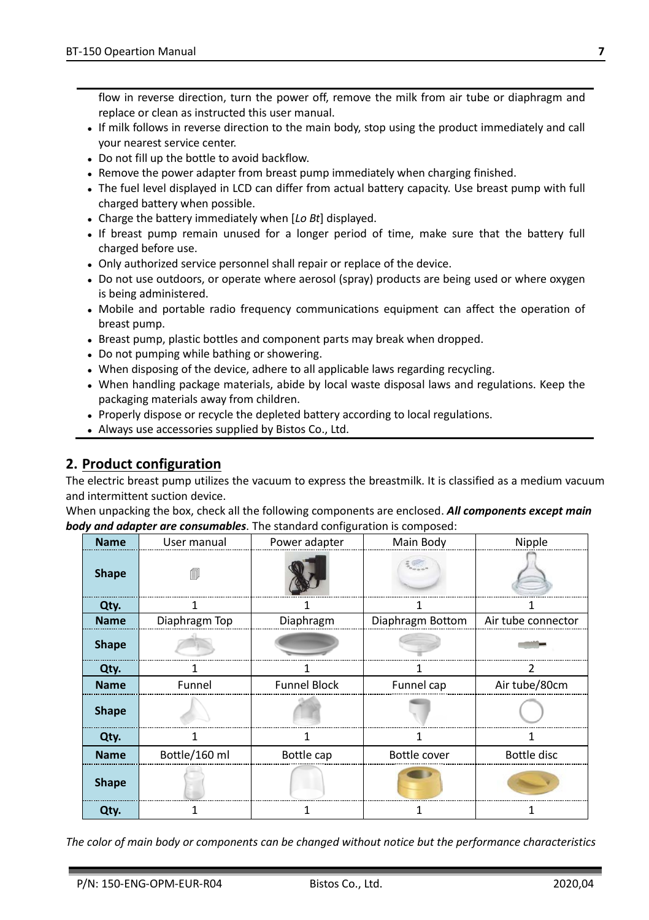flow in reverse direction, turn the power off, remove the milk from air tube or diaphragm and replace or clean as instructed this user manual.

- If milk follows in reverse direction to the main body, stop using the product immediately and call your nearest service center.
- Do not fill up the bottle to avoid backflow.
- Remove the power adapter from breast pump immediately when charging finished.
- The fuel level displayed in LCD can differ from actual battery capacity. Use breast pump with full charged battery when possible.
- Charge the battery immediately when [*Lo Bt*] displayed.
- If breast pump remain unused for a longer period of time, make sure that the battery full charged before use.
- Only authorized service personnel shall repair or replace of the device.
- Do not use outdoors, or operate where aerosol (spray) products are being used or where oxygen is being administered.
- Mobile and portable radio frequency communications equipment can affect the operation of breast pump.
- Breast pump, plastic bottles and component parts may break when dropped.
- Do not pumping while bathing or showering.
- When disposing of the device, adhere to all applicable laws regarding recycling.
- When handling package materials, abide by local waste disposal laws and regulations. Keep the packaging materials away from children.
- Properly dispose or recycle the depleted battery according to local regulations.
- Always use accessories supplied by Bistos Co., Ltd.

## 2. Product configuration

The electric breast pump utilizes the vacuum to express the breastmilk. It is classified as a medium vacuum and intermittent suction device.

When unpacking the box, check all the following components are enclosed. ***All components except main body and adapter are consumables***. The standard configuration is composed:

| **Name** | User manual | Power adapter | Main Body | Nipple |
|---|---|---|---|---|
| **Shape** | | | | |
| **Qty.** | 1 | 1 | 1 | 1 |
| **Name** | Diaphragm Top | Diaphragm | Diaphragm Bottom | Air tube connector |
| **Shape** | | | | |
| **Qty.** | 1 | 1 | 1 | 2 |
| **Name** | Funnel | Funnel Block | Funnel cap | Air tube/80cm |
| **Shape** | | | | |
| **Qty.** | 1 | 1 | 1 | 1 |
| **Name** | Bottle/160 ml | Bottle cap | Bottle cover | Bottle disc |
| **Shape** | | | | |
| **Qty.** | 1 | 1 | 1 | 1 |

*The color of main body or components can be changed without notice but the performance characteristics*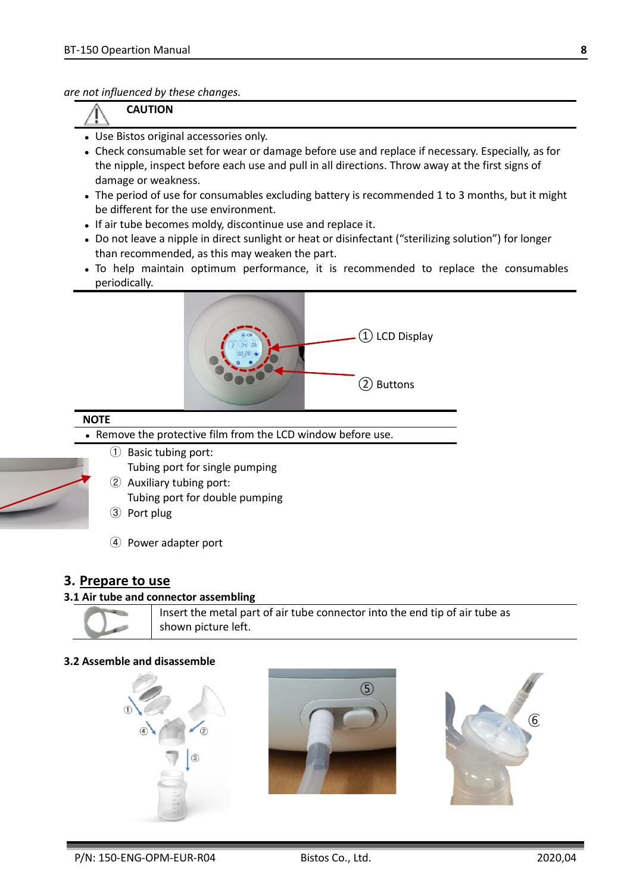*are not influenced by these changes.*

**CAUTION**

- Use Bistos original accessories only.
- Check consumable set for wear or damage before use and replace if necessary. Especially, as for the nipple, inspect before each use and pull in all directions. Throw away at the first signs of damage or weakness.
- The period of use for consumables excluding battery is recommended 1 to 3 months, but it might be different for the use environment.
- If air tube becomes moldy, discontinue use and replace it.
- Do not leave a nipple in direct sunlight or heat or disinfectant ("sterilizing solution") for longer than recommended, as this may weaken the part.
- To help maintain optimum performance, it is recommended to replace the consumables periodically.

① LCD Display

② Buttons

**NOTE**

- Remove the protective film from the LCD window before use.

① Basic tubing port:
Tubing port for single pumping

② Auxiliary tubing port:
Tubing port for double pumping

③ Port plug

④ Power adapter port

## 3. Prepare to use

### 3.1 Air tube and connector assembling

Insert the metal part of air tube connector into the end tip of air tube as shown picture left.

### 3.2 Assemble and disassemble

① ② ③ ④ ⑤ ⑥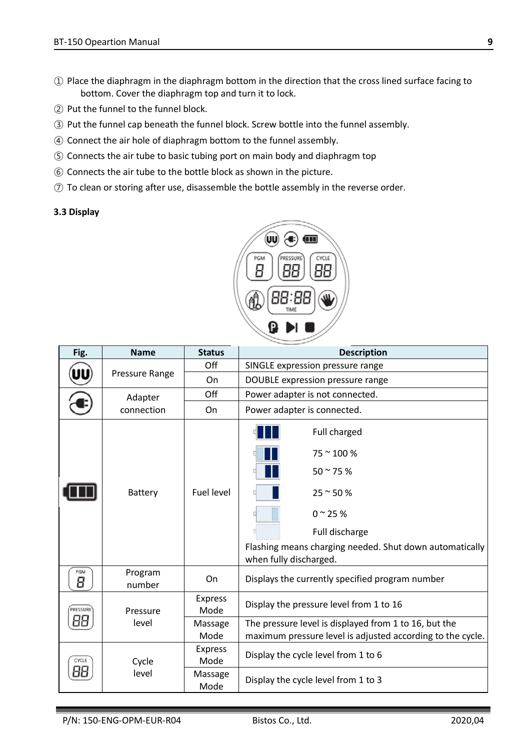① Place the diaphragm in the diaphragm bottom in the direction that the cross lined surface facing to bottom. Cover the diaphragm top and turn it to lock.

② Put the funnel to the funnel block.

③ Put the funnel cap beneath the funnel block. Screw bottle into the funnel assembly.

④ Connect the air hole of diaphragm bottom to the funnel assembly.

⑤ Connects the air tube to basic tubing port on main body and diaphragm top

⑥ Connects the air tube to the bottle block as shown in the picture.

⑦ To clean or storing after use, disassemble the bottle assembly in the reverse order.

### 3.3 Display

| Fig. | Name | Status | Description |
|---|---|---|---|
| UU | Pressure Range | Off | SINGLE expression pressure range |
| | | On | DOUBLE expression pressure range |
| (plug) | Adapter connection | Off | Power adapter is not connected. |
| | | On | Power adapter is connected. |
| (battery) | Battery | Fuel level | Full charged<br>75 ~ 100 %<br>50 ~ 75 %<br>25 ~ 50 %<br>0 ~ 25 %<br>Full discharge<br>Flashing means charging needed. Shut down automatically when fully discharged. |
| PGM 8 | Program number | On | Displays the currently specified program number |
| PRESSURE 88 | Pressure level | Express Mode | Display the pressure level from 1 to 16 |
| | | Massage Mode | The pressure level is displayed from 1 to 16, but the maximum pressure level is adjusted according to the cycle. |
| CYCLE 88 | Cycle level | Express Mode | Display the cycle level from 1 to 6 |
| | | Massage Mode | Display the cycle level from 1 to 3 |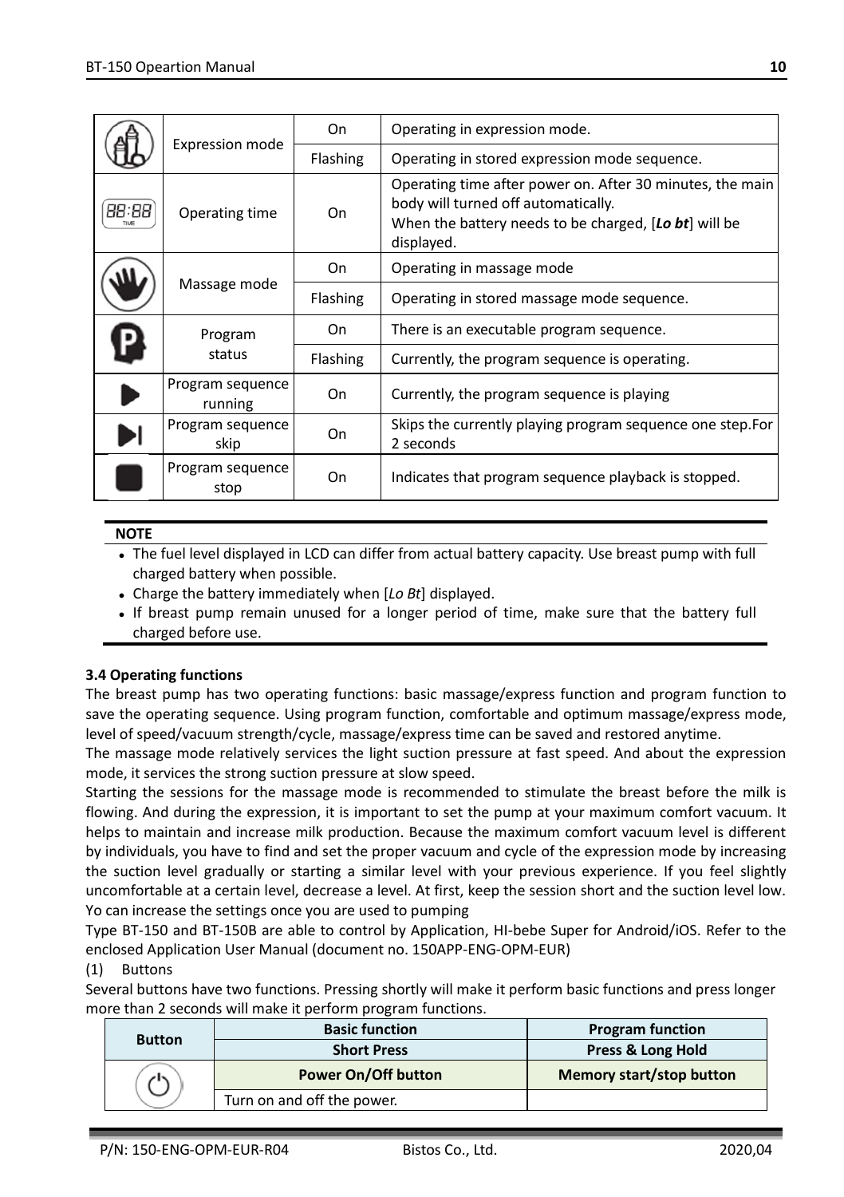| | | | |
|---|---|---|---|
| | Expression mode | On | Operating in expression mode. |
| | | Flashing | Operating in stored expression mode sequence. |
| 88:88 TIME | Operating time | On | Operating time after power on. After 30 minutes, the main body will turned off automatically.<br>When the battery needs to be charged, [***Lo bt***] will be displayed. |
| | Massage mode | On | Operating in massage mode |
| | | Flashing | Operating in stored massage mode sequence. |
| | Program status | On | There is an executable program sequence. |
| | | Flashing | Currently, the program sequence is operating. |
| | Program sequence running | On | Currently, the program sequence is playing |
| | Program sequence skip | On | Skips the currently playing program sequence one step.For 2 seconds |
| | Program sequence stop | On | Indicates that program sequence playback is stopped. |

**NOTE**

- The fuel level displayed in LCD can differ from actual battery capacity. Use breast pump with full charged battery when possible.
- Charge the battery immediately when [*Lo Bt*] displayed.
- If breast pump remain unused for a longer period of time, make sure that the battery full charged before use.

**3.4 Operating functions**

The breast pump has two operating functions: basic massage/express function and program function to save the operating sequence. Using program function, comfortable and optimum massage/express mode, level of speed/vacuum strength/cycle, massage/express time can be saved and restored anytime.

The massage mode relatively services the light suction pressure at fast speed. And about the expression mode, it services the strong suction pressure at slow speed.

Starting the sessions for the massage mode is recommended to stimulate the breast before the milk is flowing. And during the expression, it is important to set the pump at your maximum comfort vacuum. It helps to maintain and increase milk production. Because the maximum comfort vacuum level is different by individuals, you have to find and set the proper vacuum and cycle of the expression mode by increasing the suction level gradually or starting a similar level with your previous experience. If you feel slightly uncomfortable at a certain level, decrease a level. At first, keep the session short and the suction level low. Yo can increase the settings once you are used to pumping

Type BT-150 and BT-150B are able to control by Application, HI-bebe Super for Android/iOS. Refer to the enclosed Application User Manual (document no. 150APP-ENG-OPM-EUR)

(1) Buttons

Several buttons have two functions. Pressing shortly will make it perform basic functions and press longer more than 2 seconds will make it perform program functions.

| **Button** | **Basic function** | **Program function** |
|---|---|---|
| | **Short Press** | **Press & Long Hold** |
| ⏻ | **Power On/Off button** | **Memory start/stop button** |
| | Turn on and off the power. | |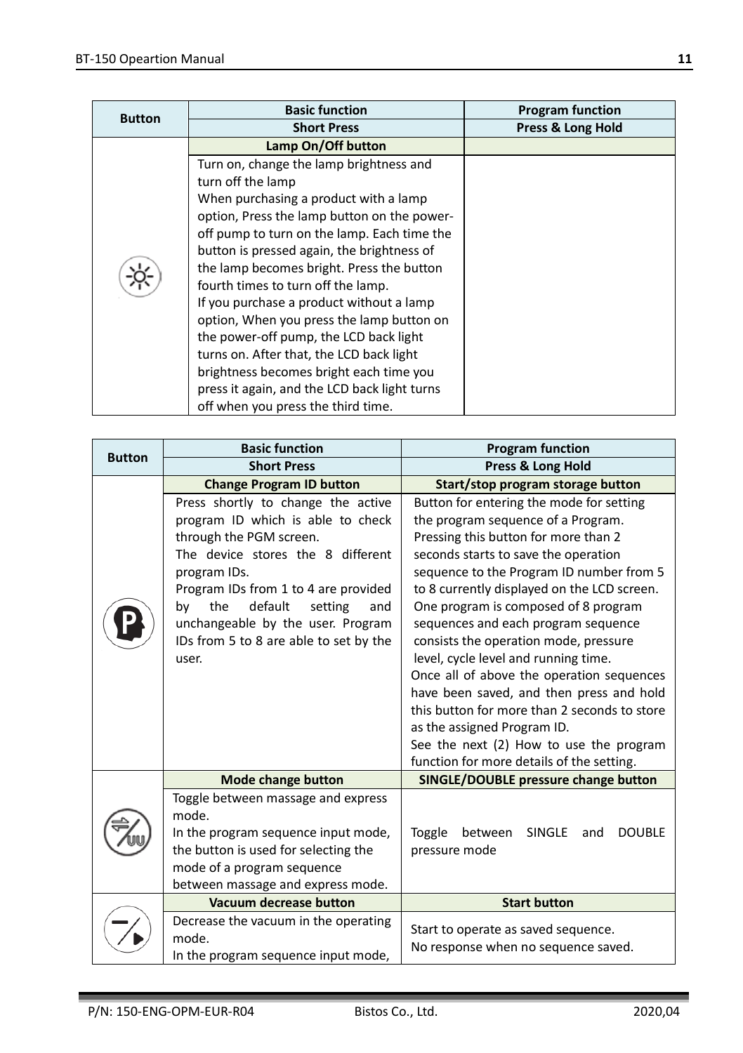| Button | Basic function | Program function |
|---|---|---|
| | Short Press | Press & Long Hold |
| | Lamp On/Off button | |
| | Turn on, change the lamp brightness and turn off the lamp<br>When purchasing a product with a lamp option, Press the lamp button on the power-off pump to turn on the lamp. Each time the button is pressed again, the brightness of the lamp becomes bright. Press the button fourth times to turn off the lamp.<br>If you purchase a product without a lamp option, When you press the lamp button on the power-off pump, the LCD back light turns on. After that, the LCD back light brightness becomes bright each time you press it again, and the LCD back light turns off when you press the third time. | |

| Button | Basic function | Program function |
|---|---|---|
| | Short Press | Press & Long Hold |
| | Change Program ID button | Start/stop program storage button |
| | Press shortly to change the active program ID which is able to check through the PGM screen.<br>The device stores the 8 different program IDs.<br>Program IDs from 1 to 4 are provided by the default setting and unchangeable by the user. Program IDs from 5 to 8 are able to set by the user. | Button for entering the mode for setting the program sequence of a Program.<br>Pressing this button for more than 2 seconds starts to save the operation sequence to the Program ID number from 5 to 8 currently displayed on the LCD screen.<br>One program is composed of 8 program sequences and each program sequence consists the operation mode, pressure level, cycle level and running time.<br>Once all of above the operation sequences have been saved, and then press and hold this button for more than 2 seconds to store as the assigned Program ID.<br>See the next (2) How to use the program function for more details of the setting. |
| | Mode change button | SINGLE/DOUBLE pressure change button |
| | Toggle between massage and express mode.<br>In the program sequence input mode, the button is used for selecting the mode of a program sequence between massage and express mode. | Toggle between SINGLE and DOUBLE pressure mode |
| | Vacuum decrease button | Start button |
| | Decrease the vacuum in the operating mode.<br>In the program sequence input mode, | Start to operate as saved sequence.<br>No response when no sequence saved. |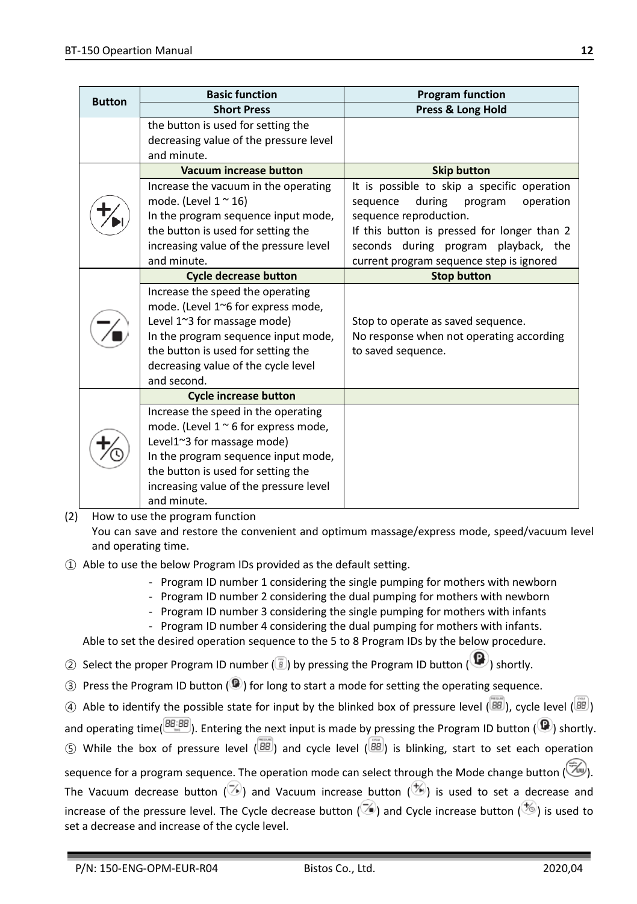| Button | Basic function | Program function |
|---|---|---|
| | Short Press | Press & Long Hold |
| | the button is used for setting the decreasing value of the pressure level and minute. | |
| | **Vacuum increase button** | **Skip button** |
| | Increase the vacuum in the operating mode. (Level 1 ~ 16)<br>In the program sequence input mode, the button is used for setting the increasing value of the pressure level and minute. | It is possible to skip a specific operation sequence during program operation sequence reproduction.<br>If this button is pressed for longer than 2 seconds during program playback, the current program sequence step is ignored |
| | **Cycle decrease button** | **Stop button** |
| | Increase the speed the operating mode. (Level 1~6 for express mode, Level 1~3 for massage mode)<br>In the program sequence input mode, the button is used for setting the decreasing value of the cycle level and second. | Stop to operate as saved sequence.<br>No response when not operating according to saved sequence. |
| | **Cycle increase button** | |
| | Increase the speed in the operating mode. (Level 1 ~ 6 for express mode, Level1~3 for massage mode)<br>In the program sequence input mode, the button is used for setting the increasing value of the pressure level and minute. | |

(2) How to use the program function

You can save and restore the convenient and optimum massage/express mode, speed/vacuum level and operating time.

① Able to use the below Program IDs provided as the default setting.

- Program ID number 1 considering the single pumping for mothers with newborn
- Program ID number 2 considering the dual pumping for mothers with newborn
- Program ID number 3 considering the single pumping for mothers with infants
- Program ID number 4 considering the dual pumping for mothers with infants.

Able to set the desired operation sequence to the 5 to 8 Program IDs by the below procedure.

② Select the proper Program ID number ( ) by pressing the Program ID button ( ) shortly.

③ Press the Program ID button ( ) for long to start a mode for setting the operating sequence.

④ Able to identify the possible state for input by the blinked box of pressure level ( ), cycle level ( ) and operating time( ). Entering the next input is made by pressing the Program ID button ( ) shortly.

⑤ While the box of pressure level ( ) and cycle level ( ) is blinking, start to set each operation sequence for a program sequence. The operation mode can select through the Mode change button ( ). The Vacuum decrease button ( ) and Vacuum increase button ( ) is used to set a decrease and increase of the pressure level. The Cycle decrease button ( ) and Cycle increase button ( ) is used to set a decrease and increase of the cycle level.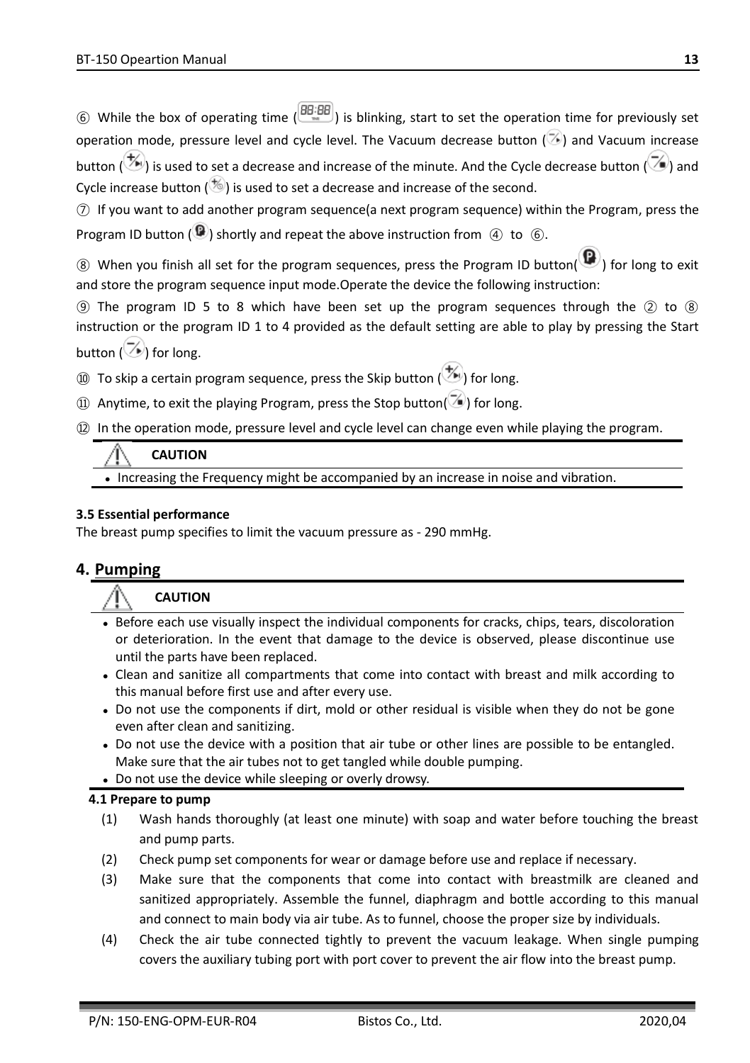⑥ While the box of operating time ( ) is blinking, start to set the operation time for previously set operation mode, pressure level and cycle level. The Vacuum decrease button ( ) and Vacuum increase button ( ) is used to set a decrease and increase of the minute. And the Cycle decrease button ( ) and Cycle increase button ( ) is used to set a decrease and increase of the second.

⑦ If you want to add another program sequence(a next program sequence) within the Program, press the Program ID button ( ) shortly and repeat the above instruction from ④ to ⑥.

⑧ When you finish all set for the program sequences, press the Program ID button( ) for long to exit and store the program sequence input mode.Operate the device the following instruction:

⑨ The program ID 5 to 8 which have been set up the program sequences through the ② to ⑧ instruction or the program ID 1 to 4 provided as the default setting are able to play by pressing the Start button ( ) for long.

⑩ To skip a certain program sequence, press the Skip button ( ) for long.

⑪ Anytime, to exit the playing Program, press the Stop button( ) for long.

⑫ In the operation mode, pressure level and cycle level can change even while playing the program.

**CAUTION**

- Increasing the Frequency might be accompanied by an increase in noise and vibration.

**3.5 Essential performance**

The breast pump specifies to limit the vacuum pressure as - 290 mmHg.

## 4. Pumping

**CAUTION**

- Before each use visually inspect the individual components for cracks, chips, tears, discoloration or deterioration. In the event that damage to the device is observed, please discontinue use until the parts have been replaced.
- Clean and sanitize all compartments that come into contact with breast and milk according to this manual before first use and after every use.
- Do not use the components if dirt, mold or other residual is visible when they do not be gone even after clean and sanitizing.
- Do not use the device with a position that air tube or other lines are possible to be entangled. Make sure that the air tubes not to get tangled while double pumping.
- Do not use the device while sleeping or overly drowsy.

**4.1 Prepare to pump**

(1) Wash hands thoroughly (at least one minute) with soap and water before touching the breast and pump parts.

(2) Check pump set components for wear or damage before use and replace if necessary.

(3) Make sure that the components that come into contact with breastmilk are cleaned and sanitized appropriately. Assemble the funnel, diaphragm and bottle according to this manual and connect to main body via air tube. As to funnel, choose the proper size by individuals.

(4) Check the air tube connected tightly to prevent the vacuum leakage. When single pumping covers the auxiliary tubing port with port cover to prevent the air flow into the breast pump.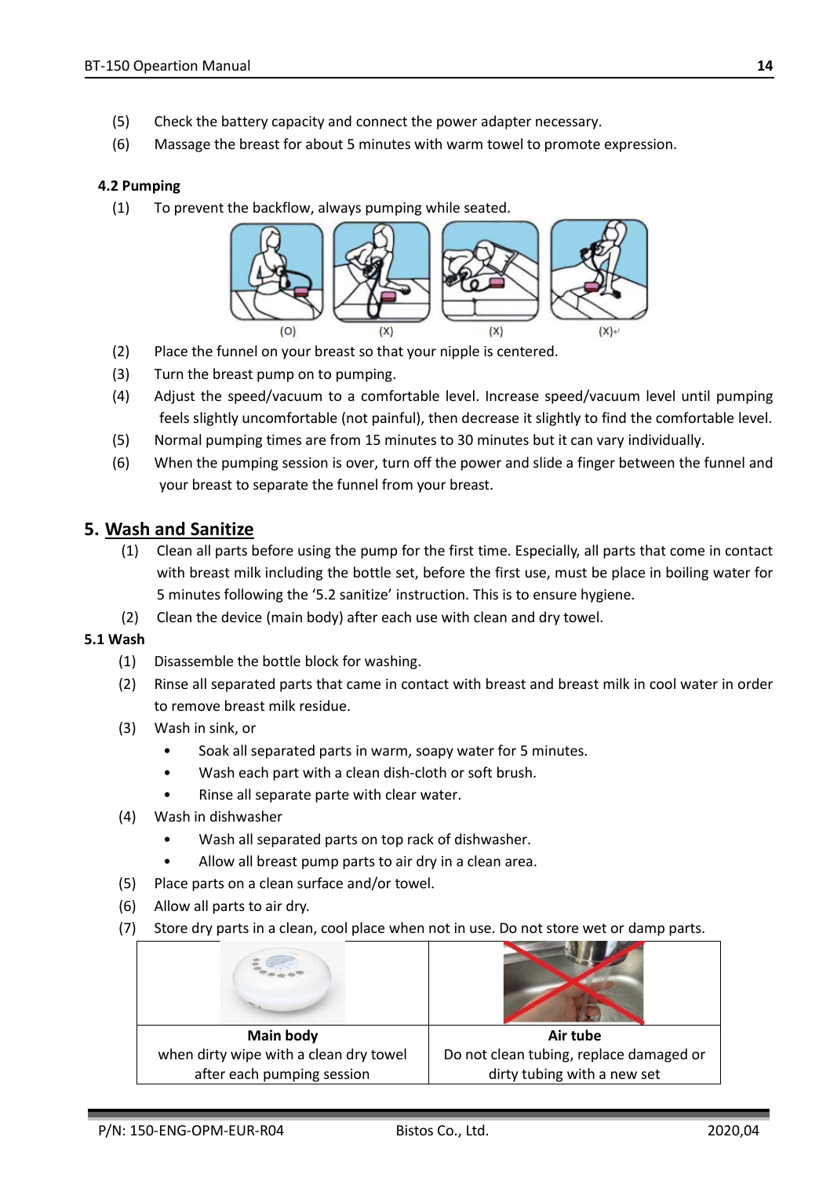(5) Check the battery capacity and connect the power adapter necessary.

(6) Massage the breast for about 5 minutes with warm towel to promote expression.

### 4.2 Pumping

(1) To prevent the backflow, always pumping while seated.

(O) (X) (X) (X)

(2) Place the funnel on your breast so that your nipple is centered.

(3) Turn the breast pump on to pumping.

(4) Adjust the speed/vacuum to a comfortable level. Increase speed/vacuum level until pumping feels slightly uncomfortable (not painful), then decrease it slightly to find the comfortable level.

(5) Normal pumping times are from 15 minutes to 30 minutes but it can vary individually.

(6) When the pumping session is over, turn off the power and slide a finger between the funnel and your breast to separate the funnel from your breast.

## 5. Wash and Sanitize

(1) Clean all parts before using the pump for the first time. Especially, all parts that come in contact with breast milk including the bottle set, before the first use, must be place in boiling water for 5 minutes following the '5.2 sanitize' instruction. This is to ensure hygiene.

(2) Clean the device (main body) after each use with clean and dry towel.

### 5.1 Wash

(1) Disassemble the bottle block for washing.

(2) Rinse all separated parts that came in contact with breast and breast milk in cool water in order to remove breast milk residue.

(3) Wash in sink, or

- Soak all separated parts in warm, soapy water for 5 minutes.
- Wash each part with a clean dish-cloth or soft brush.
- Rinse all separate parte with clear water.

(4) Wash in dishwasher

- Wash all separated parts on top rack of dishwasher.
- Allow all breast pump parts to air dry in a clean area.

(5) Place parts on a clean surface and/or towel.

(6) Allow all parts to air dry.

(7) Store dry parts in a clean, cool place when not in use. Do not store wet or damp parts.

| **Main body** | **Air tube** |
|---|---|
| when dirty wipe with a clean dry towel after each pumping session | Do not clean tubing, replace damaged or dirty tubing with a new set |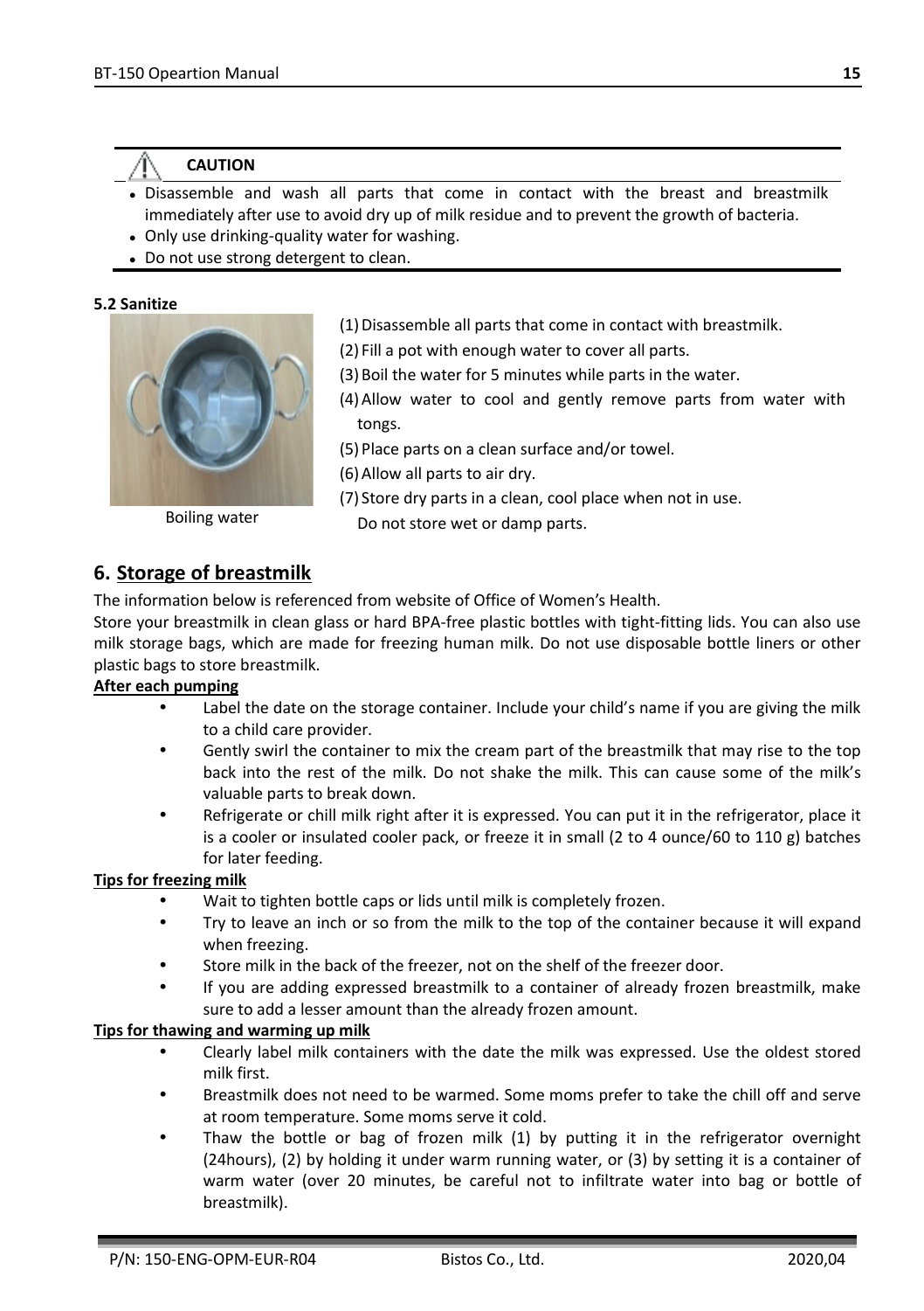**⚠ CAUTION**

- Disassemble and wash all parts that come in contact with the breast and breastmilk immediately after use to avoid dry up of milk residue and to prevent the growth of bacteria.
- Only use drinking-quality water for washing.
- Do not use strong detergent to clean.

**5.2 Sanitize**

Boiling water

(1) Disassemble all parts that come in contact with breastmilk.

(2) Fill a pot with enough water to cover all parts.

(3) Boil the water for 5 minutes while parts in the water.

(4) Allow water to cool and gently remove parts from water with tongs.

(5) Place parts on a clean surface and/or towel.

(6) Allow all parts to air dry.

(7) Store dry parts in a clean, cool place when not in use. Do not store wet or damp parts.

## 6. Storage of breastmilk

The information below is referenced from website of Office of Women's Health.

Store your breastmilk in clean glass or hard BPA-free plastic bottles with tight-fitting lids. You can also use milk storage bags, which are made for freezing human milk. Do not use disposable bottle liners or other plastic bags to store breastmilk.

**After each pumping**

- Label the date on the storage container. Include your child's name if you are giving the milk to a child care provider.
- Gently swirl the container to mix the cream part of the breastmilk that may rise to the top back into the rest of the milk. Do not shake the milk. This can cause some of the milk's valuable parts to break down.
- Refrigerate or chill milk right after it is expressed. You can put it in the refrigerator, place it is a cooler or insulated cooler pack, or freeze it in small (2 to 4 ounce/60 to 110 g) batches for later feeding.

**Tips for freezing milk**

- Wait to tighten bottle caps or lids until milk is completely frozen.
- Try to leave an inch or so from the milk to the top of the container because it will expand when freezing.
- Store milk in the back of the freezer, not on the shelf of the freezer door.
- If you are adding expressed breastmilk to a container of already frozen breastmilk, make sure to add a lesser amount than the already frozen amount.

**Tips for thawing and warming up milk**

- Clearly label milk containers with the date the milk was expressed. Use the oldest stored milk first.
- Breastmilk does not need to be warmed. Some moms prefer to take the chill off and serve at room temperature. Some moms serve it cold.
- Thaw the bottle or bag of frozen milk (1) by putting it in the refrigerator overnight (24hours), (2) by holding it under warm running water, or (3) by setting it is a container of warm water (over 20 minutes, be careful not to infiltrate water into bag or bottle of breastmilk).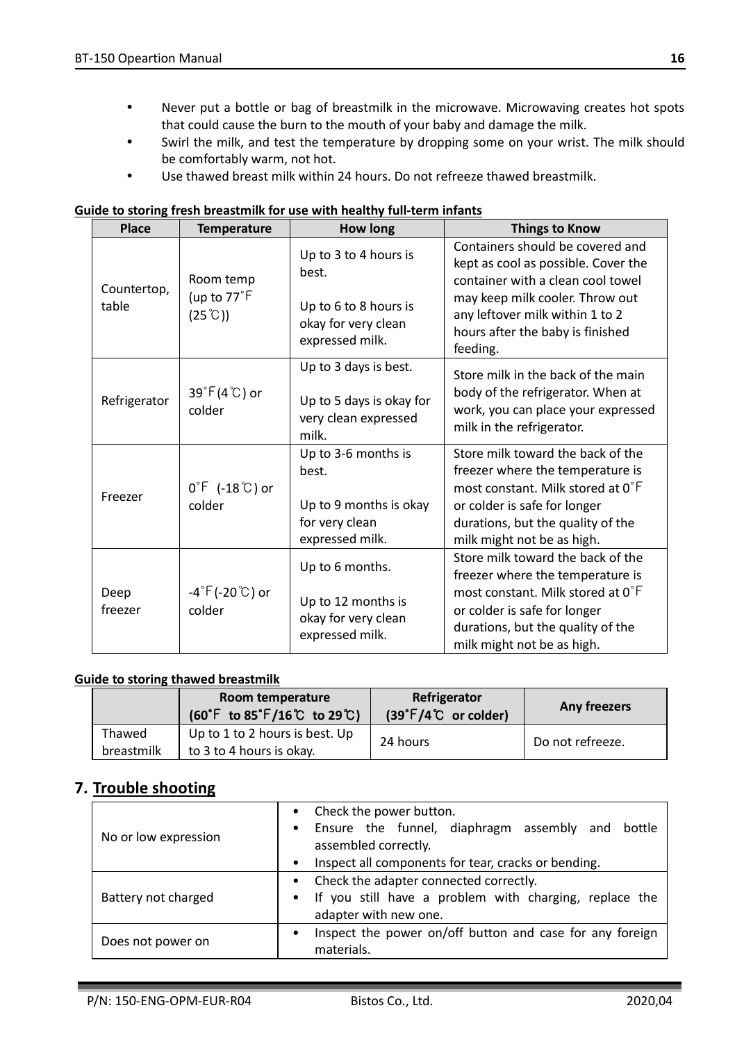- Never put a bottle or bag of breastmilk in the microwave. Microwaving creates hot spots that could cause the burn to the mouth of your baby and damage the milk.
- Swirl the milk, and test the temperature by dropping some on your wrist. The milk should be comfortably warm, not hot.
- Use thawed breast milk within 24 hours. Do not refreeze thawed breastmilk.

**Guide to storing fresh breastmilk for use with healthy full-term infants**

| Place | Temperature | How long | Things to Know |
|---|---|---|---|
| Countertop, table | Room temp (up to 77˚F (25℃)) | Up to 3 to 4 hours is best.<br><br>Up to 6 to 8 hours is okay for very clean expressed milk. | Containers should be covered and kept as cool as possible. Cover the container with a clean cool towel may keep milk cooler. Throw out any leftover milk within 1 to 2 hours after the baby is finished feeding. |
| Refrigerator | 39˚F(4℃) or colder | Up to 3 days is best.<br><br>Up to 5 days is okay for very clean expressed milk. | Store milk in the back of the main body of the refrigerator. When at work, you can place your expressed milk in the refrigerator. |
| Freezer | 0˚F (-18℃) or colder | Up to 3-6 months is best.<br><br>Up to 9 months is okay for very clean expressed milk. | Store milk toward the back of the freezer where the temperature is most constant. Milk stored at 0˚F or colder is safe for longer durations, but the quality of the milk might not be as high. |
| Deep freezer | -4˚F(-20℃) or colder | Up to 6 months.<br><br>Up to 12 months is okay for very clean expressed milk. | Store milk toward the back of the freezer where the temperature is most constant. Milk stored at 0˚F or colder is safe for longer durations, but the quality of the milk might not be as high. |

**Guide to storing thawed breastmilk**

| | Room temperature (60˚F to 85˚F/16℃ to 29℃) | Refrigerator (39˚F/4℃ or colder) | Any freezers |
|---|---|---|---|
| Thawed breastmilk | Up to 1 to 2 hours is best. Up to 3 to 4 hours is okay. | 24 hours | Do not refreeze. |

## 7. Trouble shooting

| | |
|---|---|
| No or low expression | • Check the power button.<br>• Ensure the funnel, diaphragm assembly and bottle assembled correctly.<br>• Inspect all components for tear, cracks or bending. |
| Battery not charged | • Check the adapter connected correctly.<br>• If you still have a problem with charging, replace the adapter with new one. |
| Does not power on | • Inspect the power on/off button and case for any foreign materials. |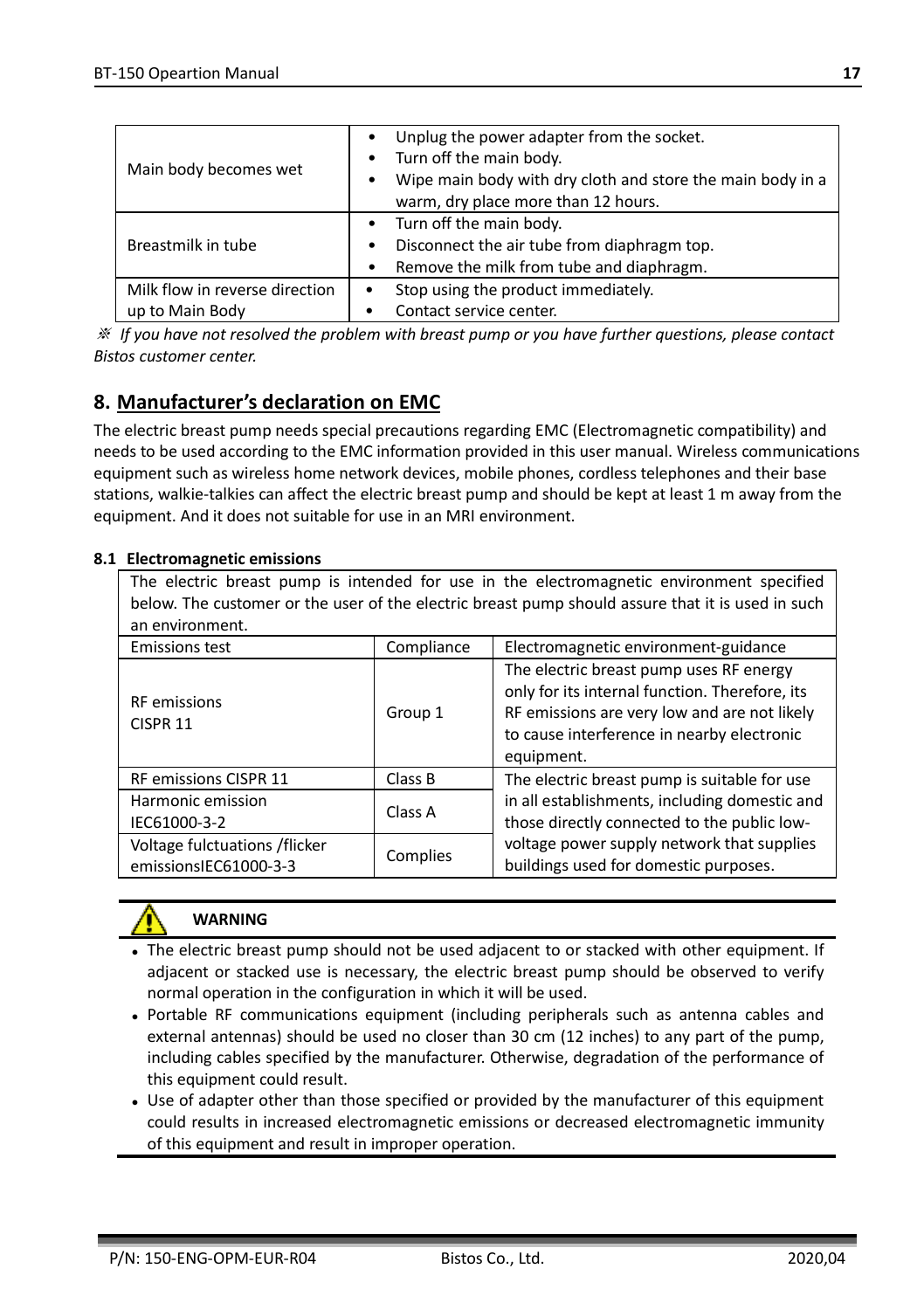| | |
|---|---|
| Main body becomes wet | • Unplug the power adapter from the socket.<br>• Turn off the main body.<br>• Wipe main body with dry cloth and store the main body in a warm, dry place more than 12 hours. |
| Breastmilk in tube | • Turn off the main body.<br>• Disconnect the air tube from diaphragm top.<br>• Remove the milk from tube and diaphragm. |
| Milk flow in reverse direction up to Main Body | • Stop using the product immediately.<br>• Contact service center. |

※ *If you have not resolved the problem with breast pump or you have further questions, please contact Bistos customer center.*

## 8. Manufacturer's declaration on EMC

The electric breast pump needs special precautions regarding EMC (Electromagnetic compatibility) and needs to be used according to the EMC information provided in this user manual. Wireless communications equipment such as wireless home network devices, mobile phones, cordless telephones and their base stations, walkie-talkies can affect the electric breast pump and should be kept at least 1 m away from the equipment. And it does not suitable for use in an MRI environment.

### 8.1 Electromagnetic emissions

| The electric breast pump is intended for use in the electromagnetic environment specified below. The customer or the user of the electric breast pump should assure that it is used in such an environment. | | |
|---|---|---|
| Emissions test | Compliance | Electromagnetic environment-guidance |
| RF emissions CISPR 11 | Group 1 | The electric breast pump uses RF energy only for its internal function. Therefore, its RF emissions are very low and are not likely to cause interference in nearby electronic equipment. |
| RF emissions CISPR 11 | Class B | The electric breast pump is suitable for use in all establishments, including domestic and those directly connected to the public low-voltage power supply network that supplies buildings used for domestic purposes. |
| Harmonic emission IEC61000-3-2 | Class A | |
| Voltage fulctuations /flicker emissionsIEC61000-3-3 | Complies | |

**WARNING**

- The electric breast pump should not be used adjacent to or stacked with other equipment. If adjacent or stacked use is necessary, the electric breast pump should be observed to verify normal operation in the configuration in which it will be used.
- Portable RF communications equipment (including peripherals such as antenna cables and external antennas) should be used no closer than 30 cm (12 inches) to any part of the pump, including cables specified by the manufacturer. Otherwise, degradation of the performance of this equipment could result.
- Use of adapter other than those specified or provided by the manufacturer of this equipment could results in increased electromagnetic emissions or decreased electromagnetic immunity of this equipment and result in improper operation.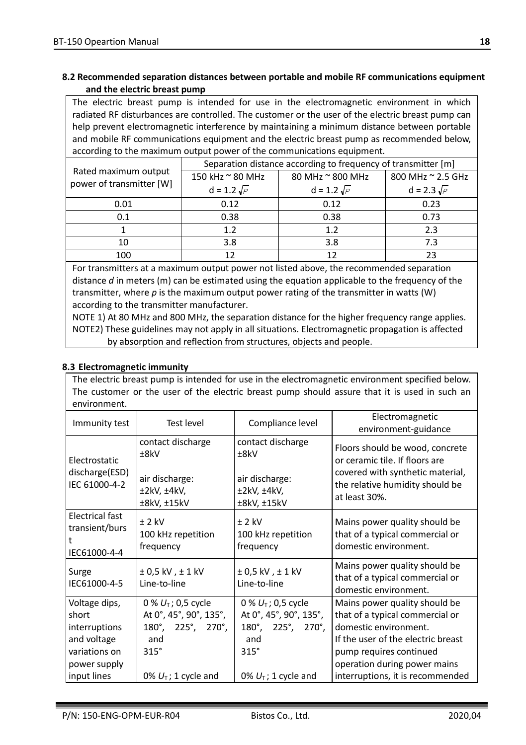### 8.2 Recommended separation distances between portable and mobile RF communications equipment and the electric breast pump

The electric breast pump is intended for use in the electromagnetic environment in which radiated RF disturbances are controlled. The customer or the user of the electric breast pump can help prevent electromagnetic interference by maintaining a minimum distance between portable and mobile RF communications equipment and the electric breast pump as recommended below, according to the maximum output power of the communications equipment.

| Rated maximum output power of transmitter [W] | Separation distance according to frequency of transmitter [m] | | |
|---|---|---|---|
| | 150 kHz ~ 80 MHz $d = 1.2\sqrt{P}$ | 80 MHz ~ 800 MHz $d = 1.2\sqrt{P}$ | 800 MHz ~ 2.5 GHz $d = 2.3\sqrt{P}$ |
| 0.01 | 0.12 | 0.12 | 0.23 |
| 0.1 | 0.38 | 0.38 | 0.73 |
| 1 | 1.2 | 1.2 | 2.3 |
| 10 | 3.8 | 3.8 | 7.3 |
| 100 | 12 | 12 | 23 |

For transmitters at a maximum output power not listed above, the recommended separation distance *d* in meters (m) can be estimated using the equation applicable to the frequency of the transmitter, where *p* is the maximum output power rating of the transmitter in watts (W) according to the transmitter manufacturer.

NOTE 1) At 80 MHz and 800 MHz, the separation distance for the higher frequency range applies.

NOTE2) These guidelines may not apply in all situations. Electromagnetic propagation is affected by absorption and reflection from structures, objects and people.

### 8.3 Electromagnetic immunity

The electric breast pump is intended for use in the electromagnetic environment specified below. The customer or the user of the electric breast pump should assure that it is used in such an environment.

| Immunity test | Test level | Compliance level | Electromagnetic environment-guidance |
|---|---|---|---|
| Electrostatic discharge(ESD) IEC 61000-4-2 | contact discharge ±8kV<br><br>air discharge: ±2kV, ±4kV, ±8kV, ±15kV | contact discharge ±8kV<br><br>air discharge: ±2kV, ±4kV, ±8kV, ±15kV | Floors should be wood, concrete or ceramic tile. If floors are covered with synthetic material, the relative humidity should be at least 30%. |
| Electrical fast transient/burst IEC61000-4-4 | ± 2 kV 100 kHz repetition frequency | ± 2 kV 100 kHz repetition frequency | Mains power quality should be that of a typical commercial or domestic environment. |
| Surge IEC61000-4-5 | ± 0,5 kV , ± 1 kV Line-to-line | ± 0,5 kV , ± 1 kV Line-to-line | Mains power quality should be that of a typical commercial or domestic environment. |
| Voltage dips, short interruptions and voltage variations on power supply input lines | 0 % $U_T$ ; 0,5 cycle At 0°, 45°, 90°, 135°, 180°, 225°, 270°, and 315°<br><br>0% $U_T$ ; 1 cycle and | 0 % $U_T$ ; 0,5 cycle At 0°, 45°, 90°, 135°, 180°, 225°, 270°, and 315°<br><br>0% $U_T$ ; 1 cycle and | Mains power quality should be that of a typical commercial or domestic environment. If the user of the electric breast pump requires continued operation during power mains interruptions, it is recommended |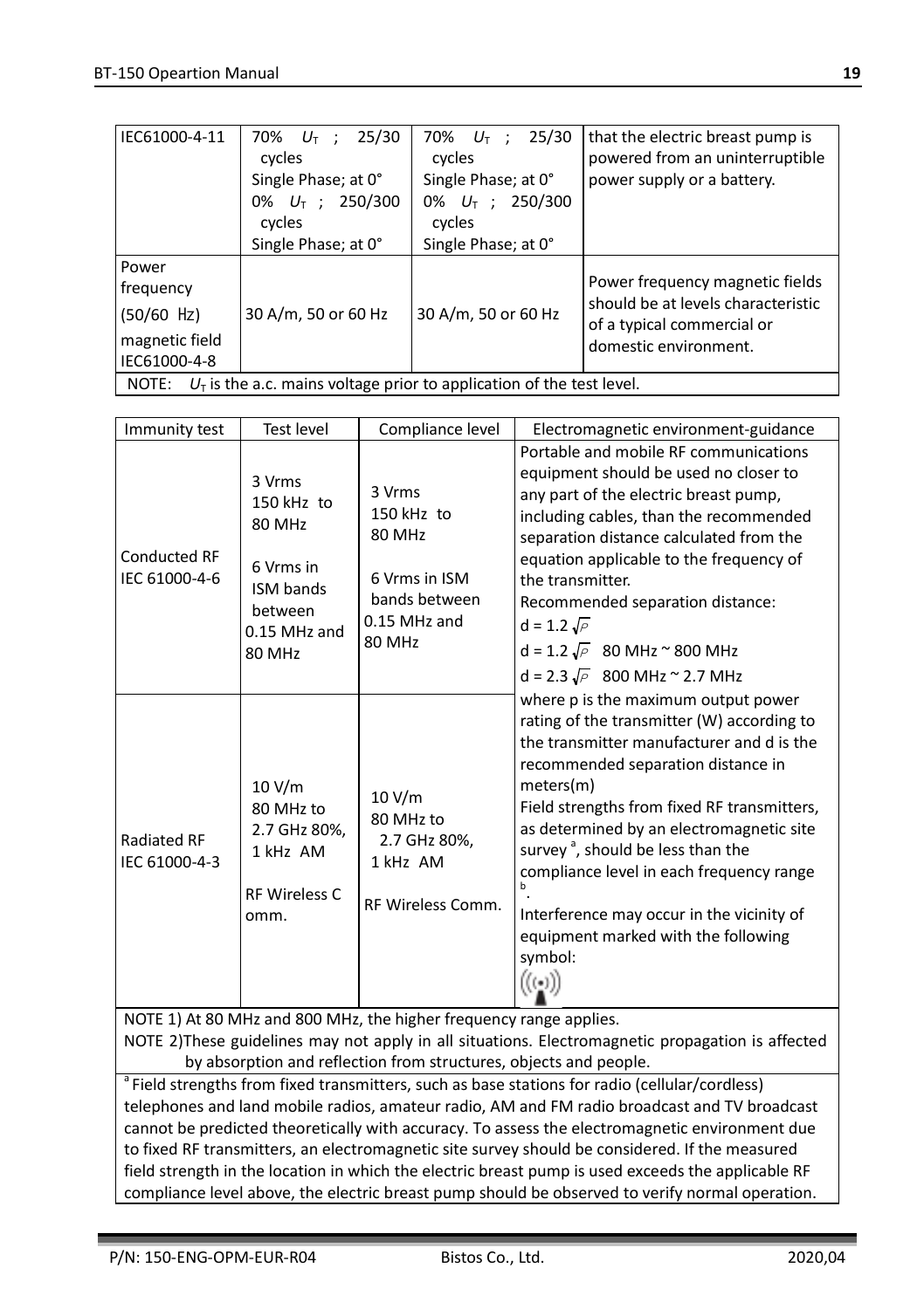| IEC61000-4-11 | 70% $U_T$ ; 25/30 cycles<br>Single Phase; at 0°<br>0% $U_T$ ; 250/300 cycles<br>Single Phase; at 0° | 70% $U_T$ ; 25/30 cycles<br>Single Phase; at 0°<br>0% $U_T$ ; 250/300 cycles<br>Single Phase; at 0° | that the electric breast pump is powered from an uninterruptible power supply or a battery. |
|---|---|---|---|
| Power frequency (50/60 Hz) magnetic field IEC61000-4-8 | 30 A/m, 50 or 60 Hz | 30 A/m, 50 or 60 Hz | Power frequency magnetic fields should be at levels characteristic of a typical commercial or domestic environment. |
| NOTE: $U_T$ is the a.c. mains voltage prior to application of the test level. | | | |

| Immunity test | Test level | Compliance level | Electromagnetic environment-guidance |
|---|---|---|---|
| Conducted RF IEC 61000-4-6 | 3 Vrms 150 kHz to 80 MHz<br><br>6 Vrms in ISM bands between 0.15 MHz and 80 MHz | 3 Vrms 150 kHz to 80 MHz<br><br>6 Vrms in ISM bands between 0.15 MHz and 80 MHz | Portable and mobile RF communications equipment should be used no closer to any part of the electric breast pump, including cables, than the recommended separation distance calculated from the equation applicable to the frequency of the transmitter.<br>Recommended separation distance:<br>$d = 1.2\sqrt{P}$<br>$d = 1.2\sqrt{P}$ 80 MHz ~ 800 MHz<br>$d = 2.3\sqrt{P}$ 800 MHz ~ 2.7 MHz<br>where p is the maximum output power rating of the transmitter (W) according to the transmitter manufacturer and d is the recommended separation distance in meters(m)<br>Field strengths from fixed RF transmitters, as determined by an electromagnetic site survey [a], should be less than the compliance level in each frequency range [b].<br>Interference may occur in the vicinity of equipment marked with the following symbol: |
| Radiated RF IEC 61000-4-3 | 10 V/m 80 MHz to 2.7 GHz 80%, 1 kHz AM<br><br>RF Wireless Comm. | 10 V/m 80 MHz to 2.7 GHz 80%, 1 kHz AM<br><br>RF Wireless Comm. | |
| NOTE 1) At 80 MHz and 800 MHz, the higher frequency range applies.<br>NOTE 2)These guidelines may not apply in all situations. Electromagnetic propagation is affected by absorption and reflection from structures, objects and people. | | | |
| [a] Field strengths from fixed transmitters, such as base stations for radio (cellular/cordless) telephones and land mobile radios, amateur radio, AM and FM radio broadcast and TV broadcast cannot be predicted theoretically with accuracy. To assess the electromagnetic environment due to fixed RF transmitters, an electromagnetic site survey should be considered. If the measured field strength in the location in which the electric breast pump is used exceeds the applicable RF compliance level above, the electric breast pump should be observed to verify normal operation. | | | |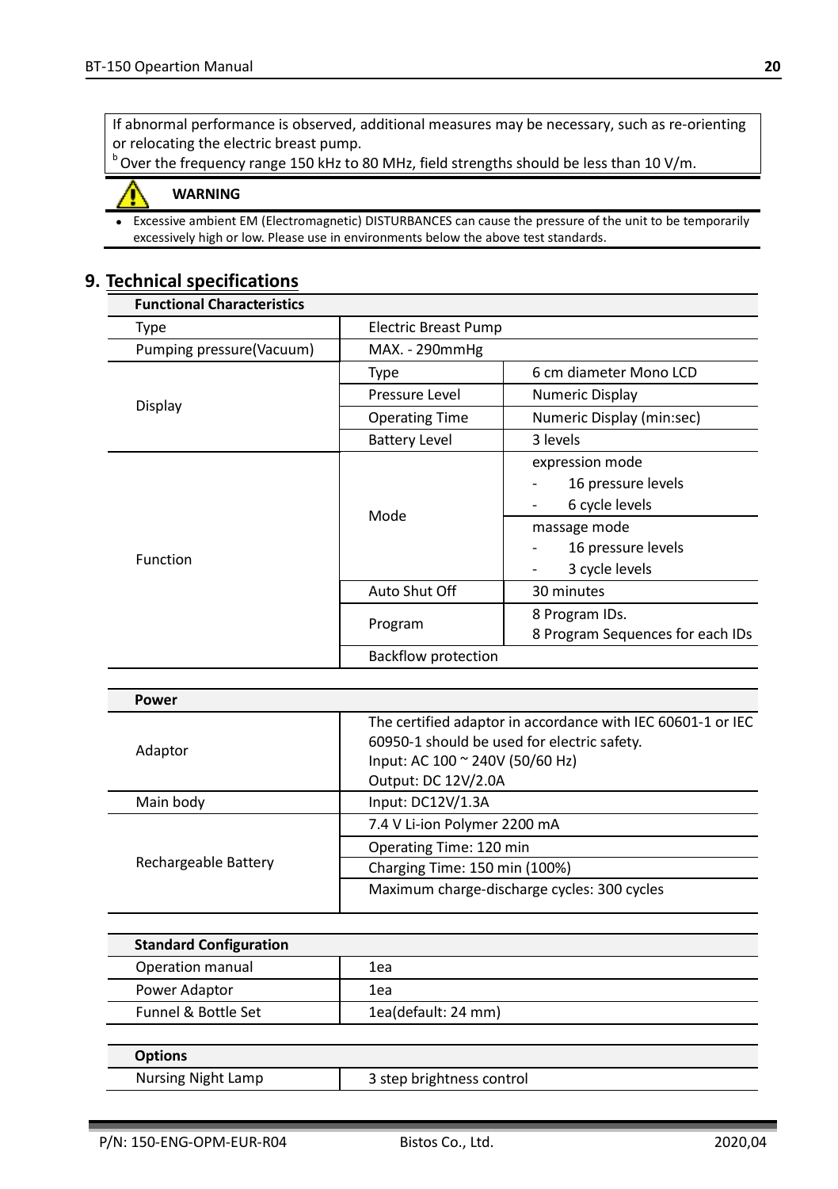If abnormal performance is observed, additional measures may be necessary, such as re-orienting or relocating the electric breast pump.
[b] Over the frequency range 150 kHz to 80 MHz, field strengths should be less than 10 V/m.

**WARNING**

- Excessive ambient EM (Electromagnetic) DISTURBANCES can cause the pressure of the unit to be temporarily excessively high or low. Please use in environments below the above test standards.

## 9. Technical specifications

| **Functional Characteristics** | | |
|---|---|---|
| Type | Electric Breast Pump | |
| Pumping pressure(Vacuum) | MAX. - 290mmHg | |
| Display | Type | 6 cm diameter Mono LCD |
| | Pressure Level | Numeric Display |
| | Operating Time | Numeric Display (min:sec) |
| | Battery Level | 3 levels |
| Function | Mode | expression mode<br>- 16 pressure levels<br>- 6 cycle levels |
| | | massage mode<br>- 16 pressure levels<br>- 3 cycle levels |
| | Auto Shut Off | 30 minutes |
| | Program | 8 Program IDs.<br>8 Program Sequences for each IDs |
| | Backflow protection | |

| **Power** | |
|---|---|
| Adaptor | The certified adaptor in accordance with IEC 60601-1 or IEC 60950-1 should be used for electric safety.<br>Input: AC 100 ~ 240V (50/60 Hz)<br>Output: DC 12V/2.0A |
| Main body | Input: DC12V/1.3A |
| Rechargeable Battery | 7.4 V Li-ion Polymer 2200 mA |
| | Operating Time: 120 min |
| | Charging Time: 150 min (100%) |
| | Maximum charge-discharge cycles: 300 cycles |

| **Standard Configuration** | |
|---|---|
| Operation manual | 1ea |
| Power Adaptor | 1ea |
| Funnel & Bottle Set | 1ea(default: 24 mm) |

| **Options** | |
|---|---|
| Nursing Night Lamp | 3 step brightness control |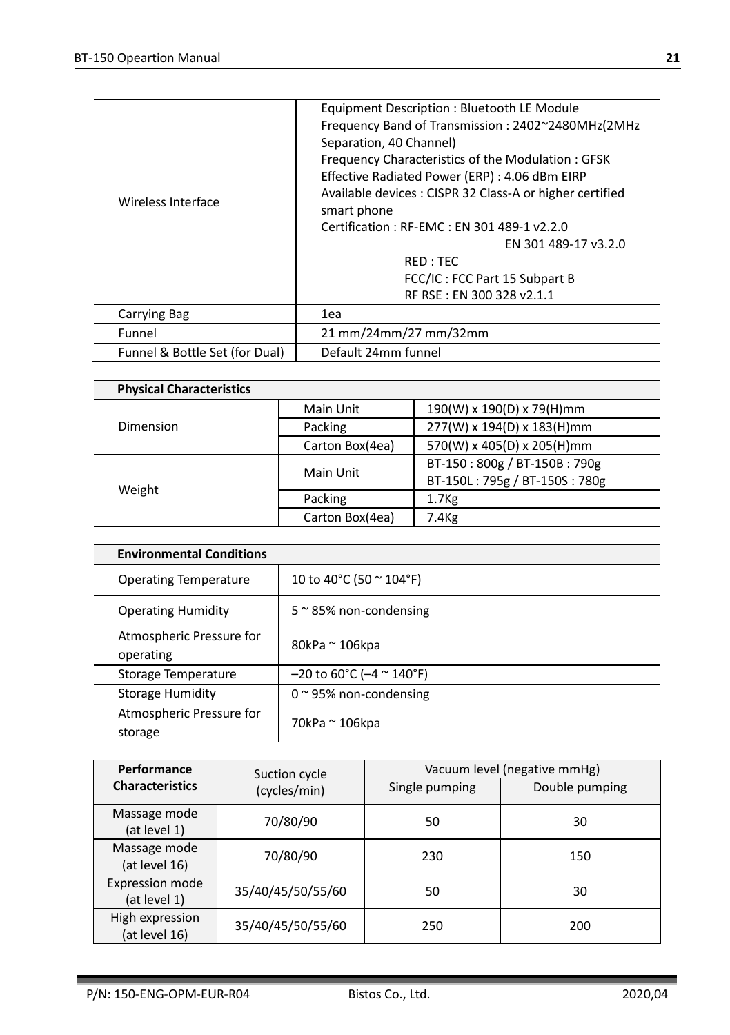| | |
|---|---|
| Wireless Interface | Equipment Description : Bluetooth LE Module<br>Frequency Band of Transmission : 2402~2480MHz(2MHz Separation, 40 Channel)<br>Frequency Characteristics of the Modulation : GFSK<br>Effective Radiated Power (ERP) : 4.06 dBm EIRP<br>Available devices : CISPR 32 Class-A or higher certified smart phone<br>Certification : RF-EMC : EN 301 489-1 v2.2.0<br>EN 301 489-17 v3.2.0<br>RED : TEC<br>FCC/IC : FCC Part 15 Subpart B<br>RF RSE : EN 300 328 v2.1.1 |
| Carrying Bag | 1ea |
| Funnel | 21 mm/24mm/27 mm/32mm |
| Funnel & Bottle Set (for Dual) | Default 24mm funnel |

| **Physical Characteristics** | | |
|---|---|---|
| Dimension | Main Unit | 190(W) x 190(D) x 79(H)mm |
| | Packing | 277(W) x 194(D) x 183(H)mm |
| | Carton Box(4ea) | 570(W) x 405(D) x 205(H)mm |
| Weight | Main Unit | BT-150 : 800g / BT-150B : 790g<br>BT-150L : 795g / BT-150S : 780g |
| | Packing | 1.7Kg |
| | Carton Box(4ea) | 7.4Kg |

| **Environmental Conditions** | |
|---|---|
| Operating Temperature | 10 to 40°C (50 ~ 104°F) |
| Operating Humidity | 5 ~ 85% non-condensing |
| Atmospheric Pressure for operating | 80kPa ~ 106kpa |
| Storage Temperature | –20 to 60°C (–4 ~ 140°F) |
| Storage Humidity | 0 ~ 95% non-condensing |
| Atmospheric Pressure for storage | 70kPa ~ 106kpa |

| **Performance Characteristics** | Suction cycle (cycles/min) | Vacuum level (negative mmHg) | |
|---|---|---|---|
| | | Single pumping | Double pumping |
| Massage mode (at level 1) | 70/80/90 | 50 | 30 |
| Massage mode (at level 16) | 70/80/90 | 230 | 150 |
| Expression mode (at level 1) | 35/40/45/50/55/60 | 50 | 30 |
| High expression (at level 16) | 35/40/45/50/55/60 | 250 | 200 |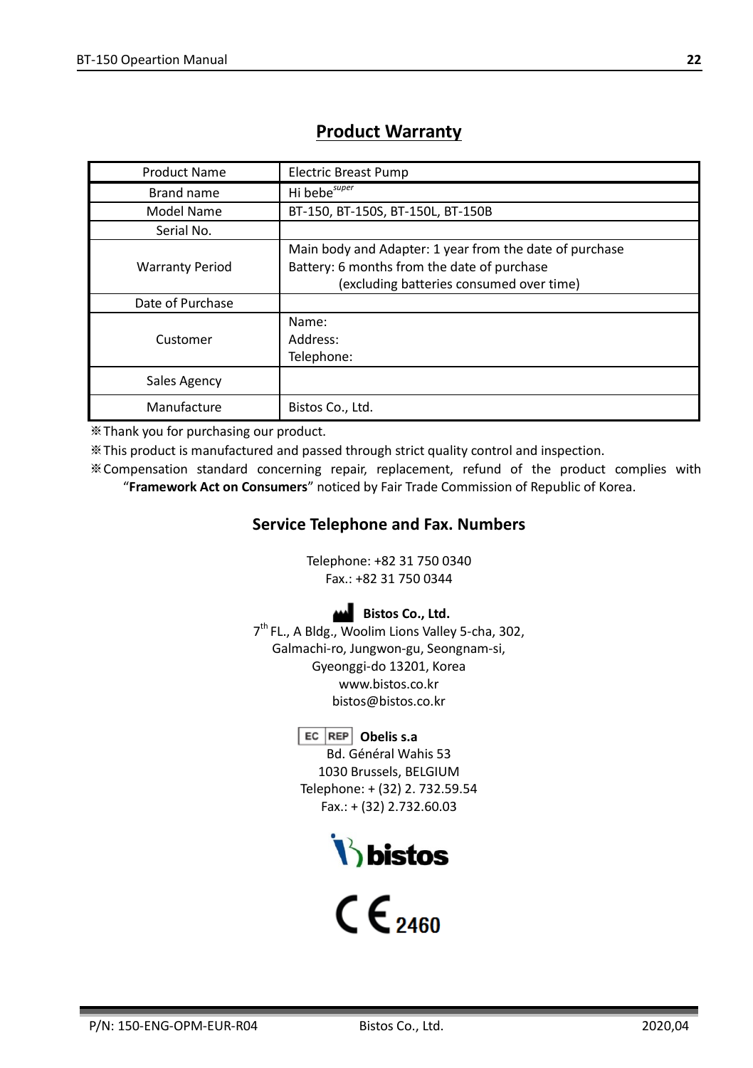## Product Warranty

| | |
|---|---|
| Product Name | Electric Breast Pump |
| Brand name | Hi bebe$^{super}$ |
| Model Name | BT-150, BT-150S, BT-150L, BT-150B |
| Serial No. | |
| Warranty Period | Main body and Adapter: 1 year from the date of purchase<br>Battery: 6 months from the date of purchase<br>(excluding batteries consumed over time) |
| Date of Purchase | |
| Customer | Name:<br>Address:<br>Telephone: |
| Sales Agency | |
| Manufacture | Bistos Co., Ltd. |

※Thank you for purchasing our product.

※This product is manufactured and passed through strict quality control and inspection.

※Compensation standard concerning repair, replacement, refund of the product complies with "**Framework Act on Consumers**" noticed by Fair Trade Commission of Republic of Korea.

### Service Telephone and Fax. Numbers

Telephone: +82 31 750 0340
Fax.: +82 31 750 0344

**Bistos Co., Ltd.**
7th FL., A Bldg., Woolim Lions Valley 5-cha, 302,
Galmachi-ro, Jungwon-gu, Seongnam-si,
Gyeonggi-do 13201, Korea
www.bistos.co.kr
bistos@bistos.co.kr

EC REP **Obelis s.a**
Bd. Général Wahis 53
1030 Brussels, BELGIUM
Telephone: + (32) 2. 732.59.54
Fax.: + (32) 2.732.60.03

bistos

CE 2460

P/N: 150-ENG-OPM-EUR-R04 Bistos Co., Ltd. 2020,04